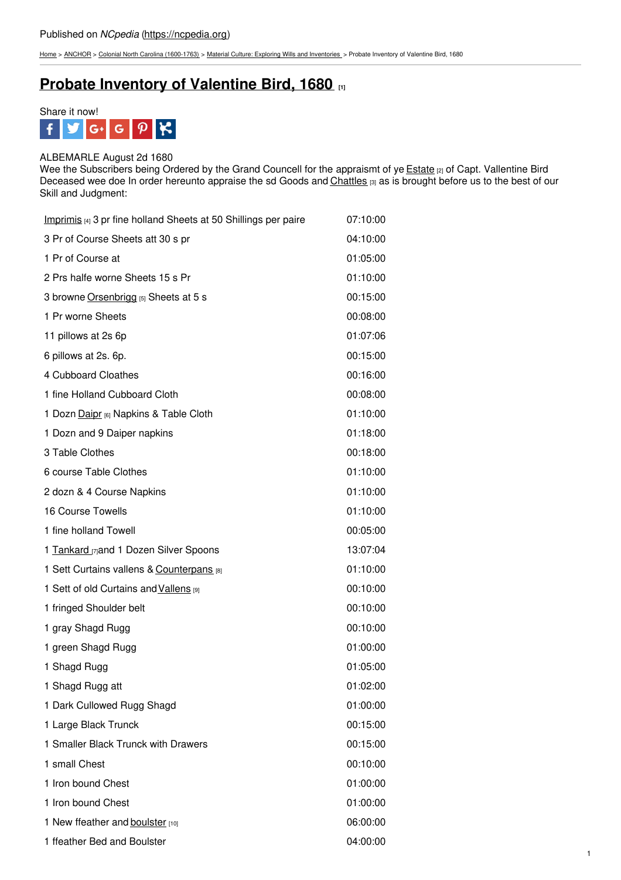Published on *NCpedia* (https://ncpedia.org)

Home > ANCHOR > Colonial North Carolina (1600-1763) > Material Culture: Exploring Wills and Inventories > Probate Inventory of Valentine Bird, 1680

# Probate Inventory of Valentine Bird, 1680 [1]

Share it now!

ALBEMARLE August 2d 1680
Wee the Subscribers being Ordered by the Grand Councell for the appraismt of ye Estate [2] of Capt. Vallentine Bird Deceased wee doe In order hereunto appraise the sd Goods and Chattles [3] as is brought before us to the best of our Skill and Judgment:

| | |
|---|---|
| Imprimis [4] 3 pr fine holland Sheets at 50 Shillings per paire | 07:10:00 |
| 3 Pr of Course Sheets att 30 s pr | 04:10:00 |
| 1 Pr of Course at | 01:05:00 |
| 2 Prs halfe worne Sheets 15 s Pr | 01:10:00 |
| 3 browne Orsenbrigg [5] Sheets at 5 s | 00:15:00 |
| 1 Pr worne Sheets | 00:08:00 |
| 11 pillows at 2s 6p | 01:07:06 |
| 6 pillows at 2s. 6p. | 00:15:00 |
| 4 Cubboard Cloathes | 00:16:00 |
| 1 fine Holland Cubboard Cloth | 00:08:00 |
| 1 Dozn Daipr [6] Napkins & Table Cloth | 01:10:00 |
| 1 Dozn and 9 Daiper napkins | 01:18:00 |
| 3 Table Clothes | 00:18:00 |
| 6 course Table Clothes | 01:10:00 |
| 2 dozn & 4 Course Napkins | 01:10:00 |
| 16 Course Towells | 01:10:00 |
| 1 fine holland Towell | 00:05:00 |
| 1 Tankard [7] and 1 Dozen Silver Spoons | 13:07:04 |
| 1 Sett Curtains vallens & Counterpans [8] | 01:10:00 |
| 1 Sett of old Curtains and Vallens [9] | 00:10:00 |
| 1 fringed Shoulder belt | 00:10:00 |
| 1 gray Shagd Rugg | 00:10:00 |
| 1 green Shagd Rugg | 01:00:00 |
| 1 Shagd Rugg | 01:05:00 |
| 1 Shagd Rugg att | 01:02:00 |
| 1 Dark Cullowed Rugg Shagd | 01:00:00 |
| 1 Large Black Trunck | 00:15:00 |
| 1 Smaller Black Trunck with Drawers | 00:15:00 |
| 1 small Chest | 00:10:00 |
| 1 Iron bound Chest | 01:00:00 |
| 1 Iron bound Chest | 01:00:00 |
| 1 New ffeather and boulster [10] | 06:00:00 |
| 1 ffeather Bed and Boulster | 04:00:00 |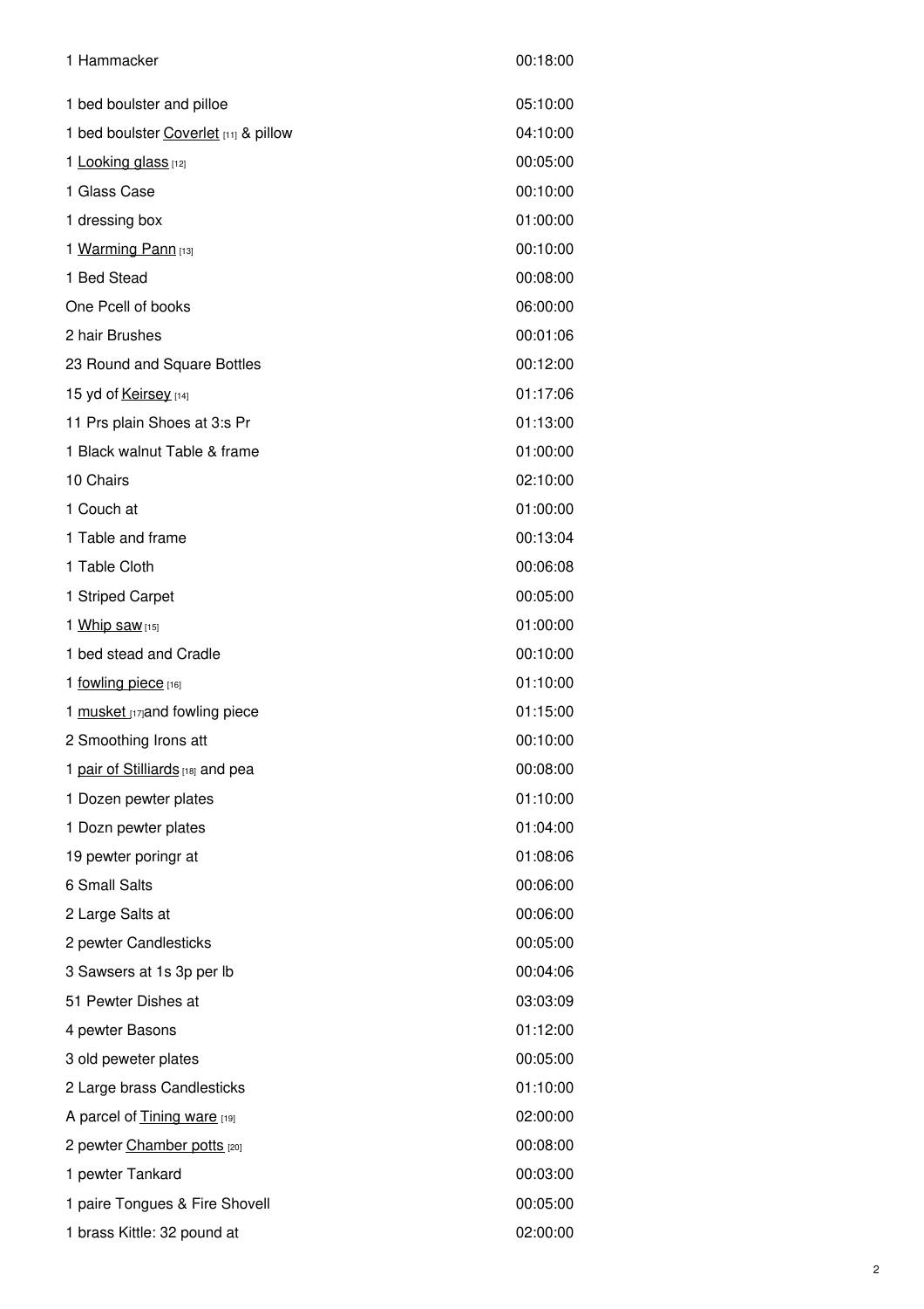| | |
|---|---|
| 1 Hammacker | 00:18:00 |
| 1 bed boulster and pilloe | 05:10:00 |
| 1 bed boulster Coverlet [11] & pillow | 04:10:00 |
| 1 Looking glass [12] | 00:05:00 |
| 1 Glass Case | 00:10:00 |
| 1 dressing box | 01:00:00 |
| 1 Warming Pann [13] | 00:10:00 |
| 1 Bed Stead | 00:08:00 |
| One Pcell of books | 06:00:00 |
| 2 hair Brushes | 00:01:06 |
| 23 Round and Square Bottles | 00:12:00 |
| 15 yd of Keirsey [14] | 01:17:06 |
| 11 Prs plain Shoes at 3:s Pr | 01:13:00 |
| 1 Black walnut Table & frame | 01:00:00 |
| 10 Chairs | 02:10:00 |
| 1 Couch at | 01:00:00 |
| 1 Table and frame | 00:13:04 |
| 1 Table Cloth | 00:06:08 |
| 1 Striped Carpet | 00:05:00 |
| 1 Whip saw [15] | 01:00:00 |
| 1 bed stead and Cradle | 00:10:00 |
| 1 fowling piece [16] | 01:10:00 |
| 1 musket [17] and fowling piece | 01:15:00 |
| 2 Smoothing Irons att | 00:10:00 |
| 1 pair of Stilliards [18] and pea | 00:08:00 |
| 1 Dozen pewter plates | 01:10:00 |
| 1 Dozn pewter plates | 01:04:00 |
| 19 pewter poringr at | 01:08:06 |
| 6 Small Salts | 00:06:00 |
| 2 Large Salts at | 00:06:00 |
| 2 pewter Candlesticks | 00:05:00 |
| 3 Sawsers at 1s 3p per lb | 00:04:06 |
| 51 Pewter Dishes at | 03:03:09 |
| 4 pewter Basons | 01:12:00 |
| 3 old peweter plates | 00:05:00 |
| 2 Large brass Candlesticks | 01:10:00 |
| A parcel of Tining ware [19] | 02:00:00 |
| 2 pewter Chamber potts [20] | 00:08:00 |
| 1 pewter Tankard | 00:03:00 |
| 1 paire Tongues & Fire Shovell | 00:05:00 |
| 1 brass Kittle: 32 pound at | 02:00:00 |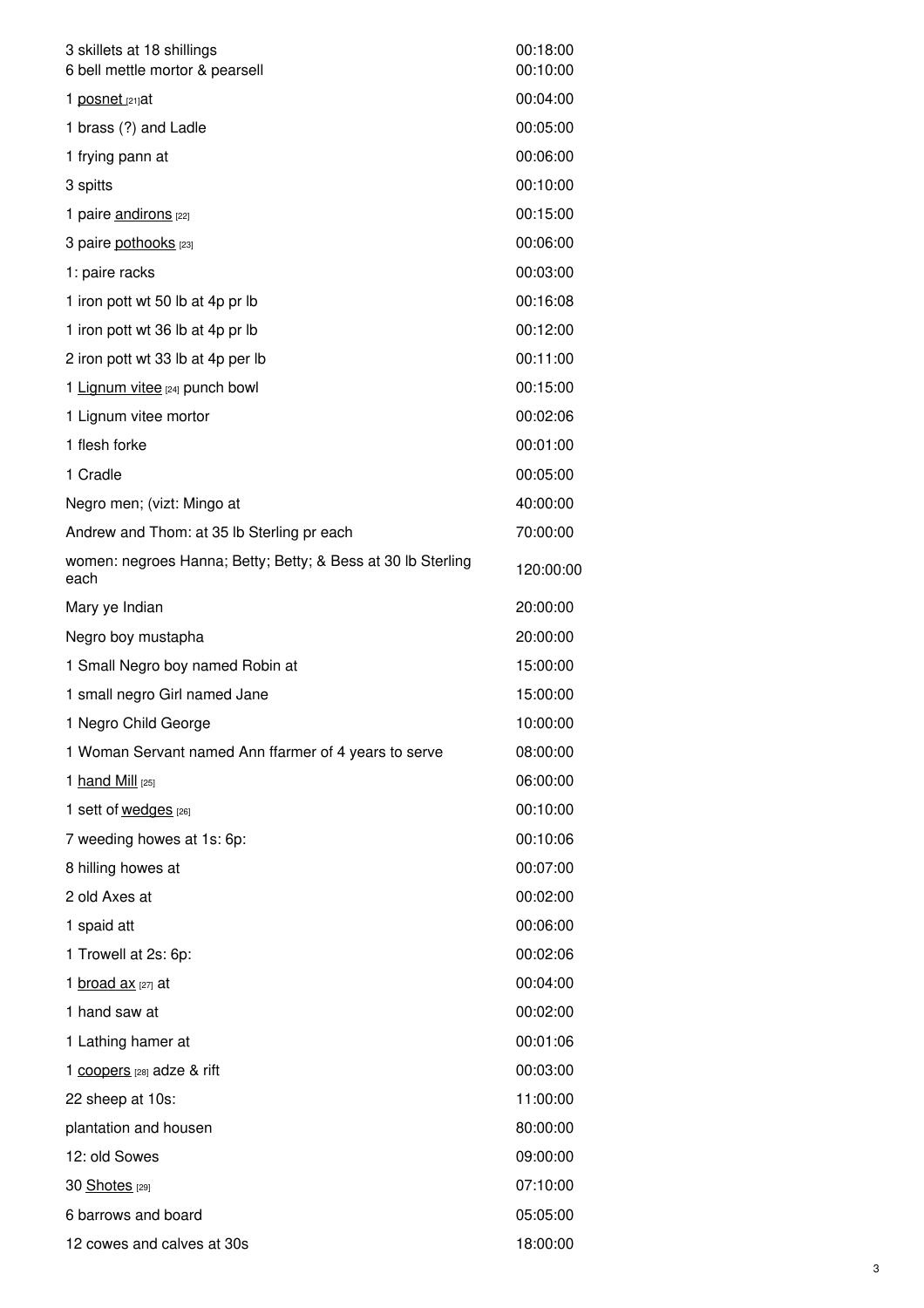| | |
|---|---|
| 3 skillets at 18 shillings | 00:18:00 |
| 6 bell mettle mortor & pearsell | 00:10:00 |
| 1 posnet [21]at | 00:04:00 |
| 1 brass (?) and Ladle | 00:05:00 |
| 1 frying pann at | 00:06:00 |
| 3 spitts | 00:10:00 |
| 1 paire andirons [22] | 00:15:00 |
| 3 paire pothooks [23] | 00:06:00 |
| 1: paire racks | 00:03:00 |
| 1 iron pott wt 50 lb at 4p pr lb | 00:16:08 |
| 1 iron pott wt 36 lb at 4p pr lb | 00:12:00 |
| 2 iron pott wt 33 lb at 4p per lb | 00:11:00 |
| 1 Lignum vitee [24] punch bowl | 00:15:00 |
| 1 Lignum vitee mortor | 00:02:06 |
| 1 flesh forke | 00:01:00 |
| 1 Cradle | 00:05:00 |
| Negro men; (vizt: Mingo at | 40:00:00 |
| Andrew and Thom: at 35 lb Sterling pr each | 70:00:00 |
| women: negroes Hanna; Betty; Betty; & Bess at 30 lb Sterling each | 120:00:00 |
| Mary ye Indian | 20:00:00 |
| Negro boy mustapha | 20:00:00 |
| 1 Small Negro boy named Robin at | 15:00:00 |
| 1 small negro Girl named Jane | 15:00:00 |
| 1 Negro Child George | 10:00:00 |
| 1 Woman Servant named Ann ffarmer of 4 years to serve | 08:00:00 |
| 1 hand Mill [25] | 06:00:00 |
| 1 sett of wedges [26] | 00:10:00 |
| 7 weeding howes at 1s: 6p: | 00:10:06 |
| 8 hilling howes at | 00:07:00 |
| 2 old Axes at | 00:02:00 |
| 1 spaid att | 00:06:00 |
| 1 Trowell at 2s: 6p: | 00:02:06 |
| 1 broad ax [27] at | 00:04:00 |
| 1 hand saw at | 00:02:00 |
| 1 Lathing hamer at | 00:01:06 |
| 1 coopers [28] adze & rift | 00:03:00 |
| 22 sheep at 10s: | 11:00:00 |
| plantation and housen | 80:00:00 |
| 12: old Sowes | 09:00:00 |
| 30 Shotes [29] | 07:10:00 |
| 6 barrows and board | 05:05:00 |
| 12 cowes and calves at 30s | 18:00:00 |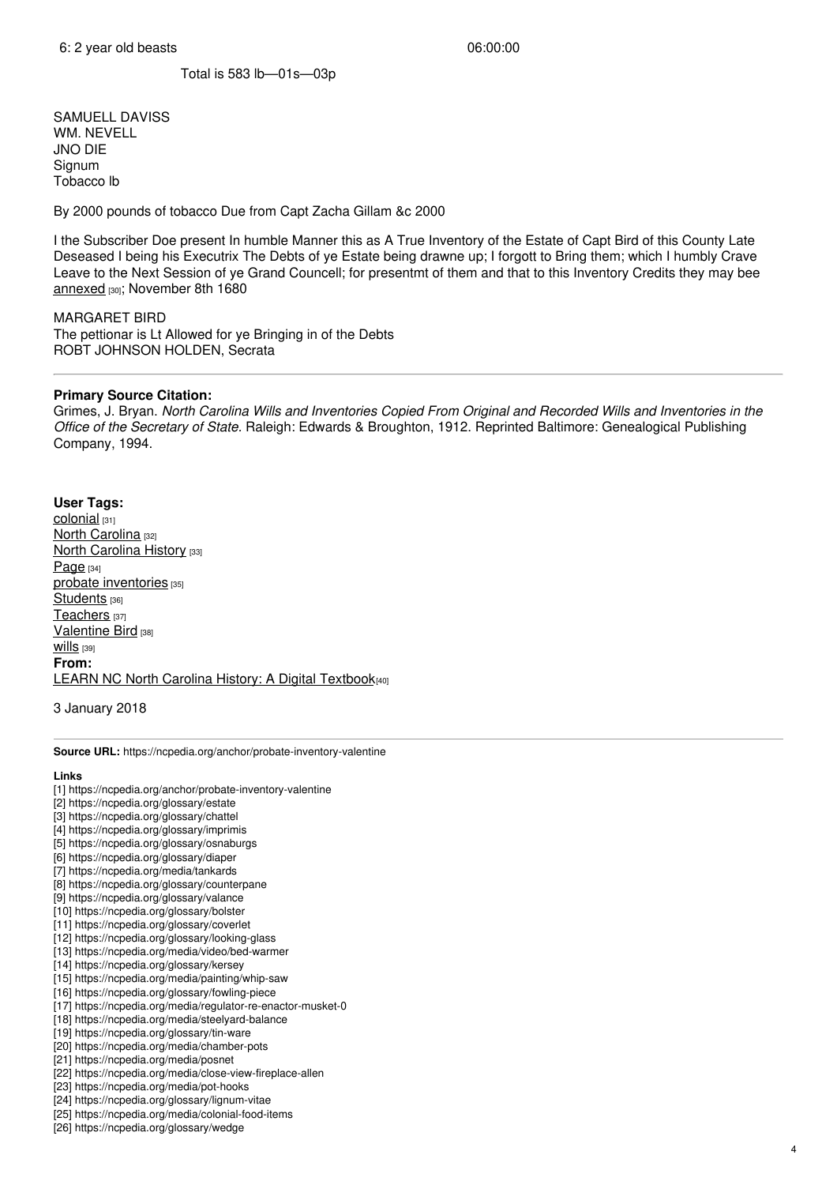6: 2 year old beasts 06:00:00

Total is 583 lb—01s—03p

SAMUELL DAVISS
WM. NEVELL
JNO DIE
Signum
Tobacco lb

By 2000 pounds of tobacco Due from Capt Zacha Gillam &c 2000

I the Subscriber Doe present In humble Manner this as A True Inventory of the Estate of Capt Bird of this County Late Deseased I being his Executrix The Debts of ye Estate being drawne up; I forgott to Bring them; which I humbly Crave Leave to the Next Session of ye Grand Councell; for presentmt of them and that to this Inventory Credits they may bee annexed [30]; November 8th 1680

MARGARET BIRD
The pettionar is Lt Allowed for ye Bringing in of the Debts
ROBT JOHNSON HOLDEN, Secrata

---

**Primary Source Citation:**
Grimes, J. Bryan. *North Carolina Wills and Inventories Copied From Original and Recorded Wills and Inventories in the Office of the Secretary of State.* Raleigh: Edwards & Broughton, 1912. Reprinted Baltimore: Genealogical Publishing Company, 1994.

**User Tags:**
colonial [31]
North Carolina [32]
North Carolina History [33]
Page [34]
probate inventories [35]
Students [36]
Teachers [37]
Valentine Bird [38]
wills [39]
**From:**
LEARN NC North Carolina History: A Digital Textbook[40]

3 January 2018

---

**Source URL:** https://ncpedia.org/anchor/probate-inventory-valentine

**Links**
[1] https://ncpedia.org/anchor/probate-inventory-valentine
[2] https://ncpedia.org/glossary/estate
[3] https://ncpedia.org/glossary/chattel
[4] https://ncpedia.org/glossary/imprimis
[5] https://ncpedia.org/glossary/osnaburgs
[6] https://ncpedia.org/glossary/diaper
[7] https://ncpedia.org/media/tankards
[8] https://ncpedia.org/glossary/counterpane
[9] https://ncpedia.org/glossary/valance
[10] https://ncpedia.org/glossary/bolster
[11] https://ncpedia.org/glossary/coverlet
[12] https://ncpedia.org/glossary/looking-glass
[13] https://ncpedia.org/media/video/bed-warmer
[14] https://ncpedia.org/glossary/kersey
[15] https://ncpedia.org/media/painting/whip-saw
[16] https://ncpedia.org/glossary/fowling-piece
[17] https://ncpedia.org/media/regulator-re-enactor-musket-0
[18] https://ncpedia.org/media/steelyard-balance
[19] https://ncpedia.org/glossary/tin-ware
[20] https://ncpedia.org/media/chamber-pots
[21] https://ncpedia.org/media/posnet
[22] https://ncpedia.org/media/close-view-fireplace-allen
[23] https://ncpedia.org/media/pot-hooks
[24] https://ncpedia.org/glossary/lignum-vitae
[25] https://ncpedia.org/media/colonial-food-items
[26] https://ncpedia.org/glossary/wedge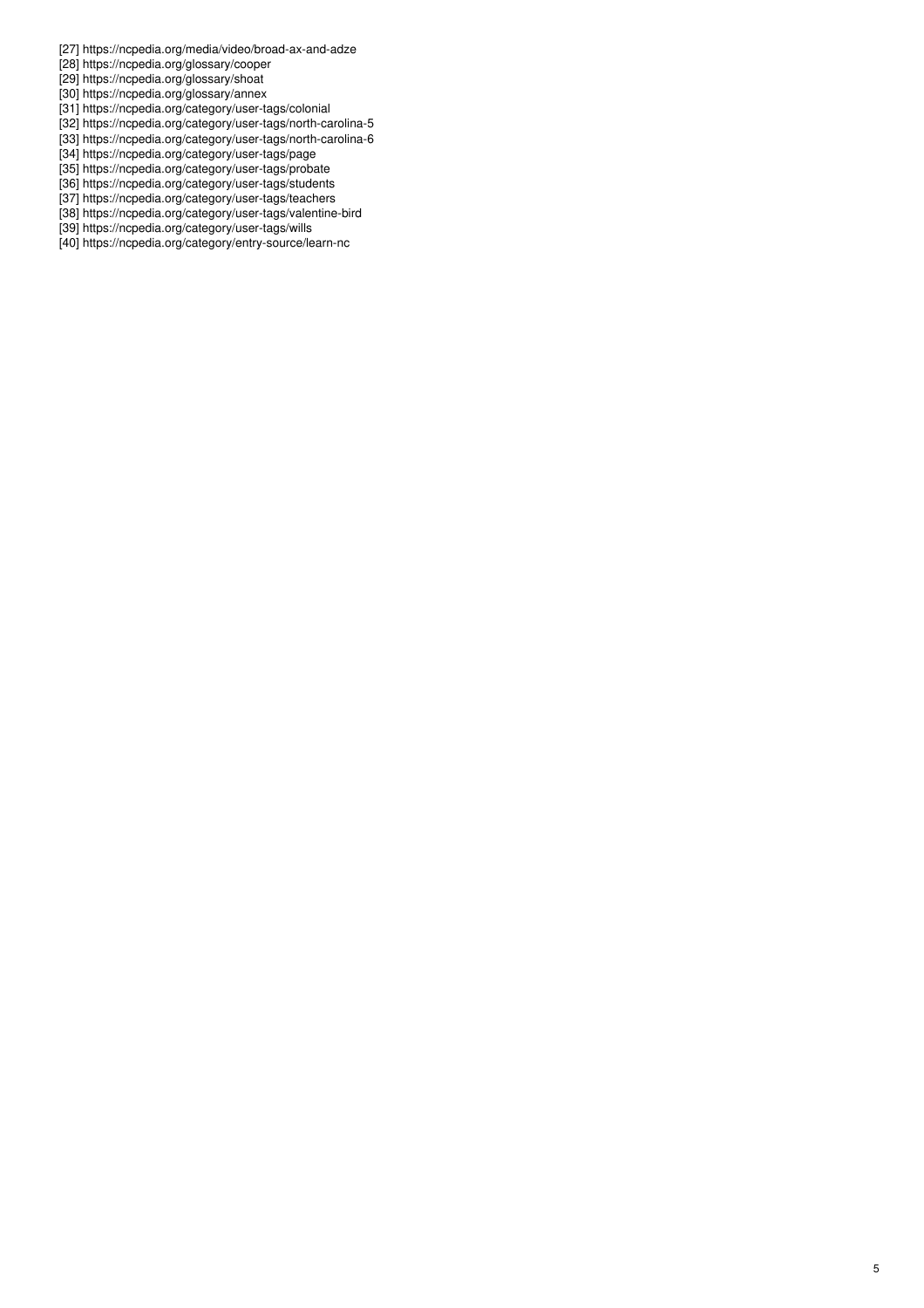[27] https://ncpedia.org/media/video/broad-ax-and-adze
[28] https://ncpedia.org/glossary/cooper
[29] https://ncpedia.org/glossary/shoat
[30] https://ncpedia.org/glossary/annex
[31] https://ncpedia.org/category/user-tags/colonial
[32] https://ncpedia.org/category/user-tags/north-carolina-5
[33] https://ncpedia.org/category/user-tags/north-carolina-6
[34] https://ncpedia.org/category/user-tags/page
[35] https://ncpedia.org/category/user-tags/probate
[36] https://ncpedia.org/category/user-tags/students
[37] https://ncpedia.org/category/user-tags/teachers
[38] https://ncpedia.org/category/user-tags/valentine-bird
[39] https://ncpedia.org/category/user-tags/wills
[40] https://ncpedia.org/category/entry-source/learn-nc